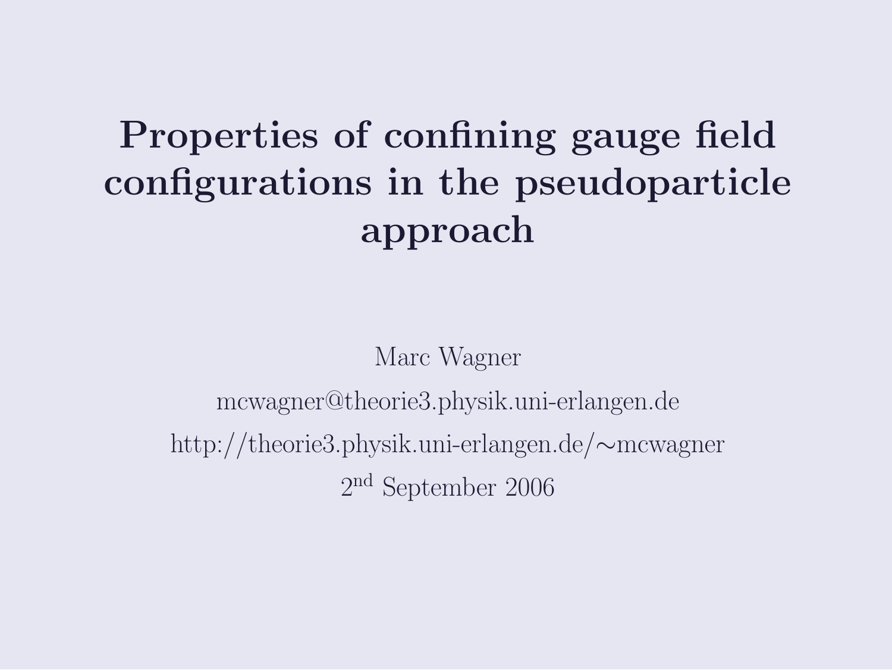# Properties of confining gauge field configurations in the pseudoparticle approach

Marc Wagner

mcwagner@theorie3.physik.uni-erlangen.de

http://theorie3.physik.uni-erlangen.de/∼mcwagner

2nd September 2006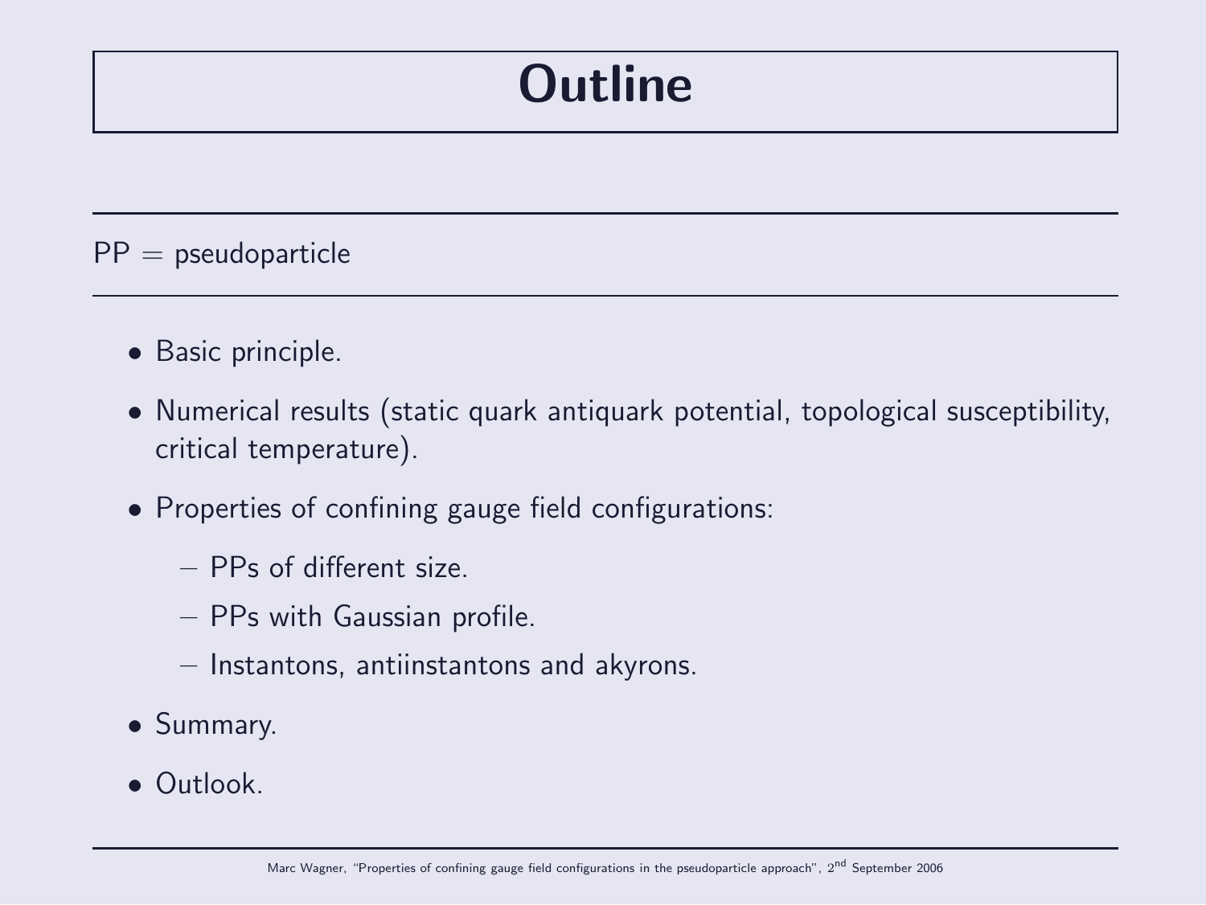# Outline

PP = pseudoparticle

- Basic principle.
- Numerical results (static quark antiquark potential, topological susceptibility, critical temperature).
- Properties of confining gauge field configurations:
  - PPs of different size.
  - PPs with Gaussian profile.
  - Instantons, antiinstantons and akyrons.
- Summary.
- Outlook.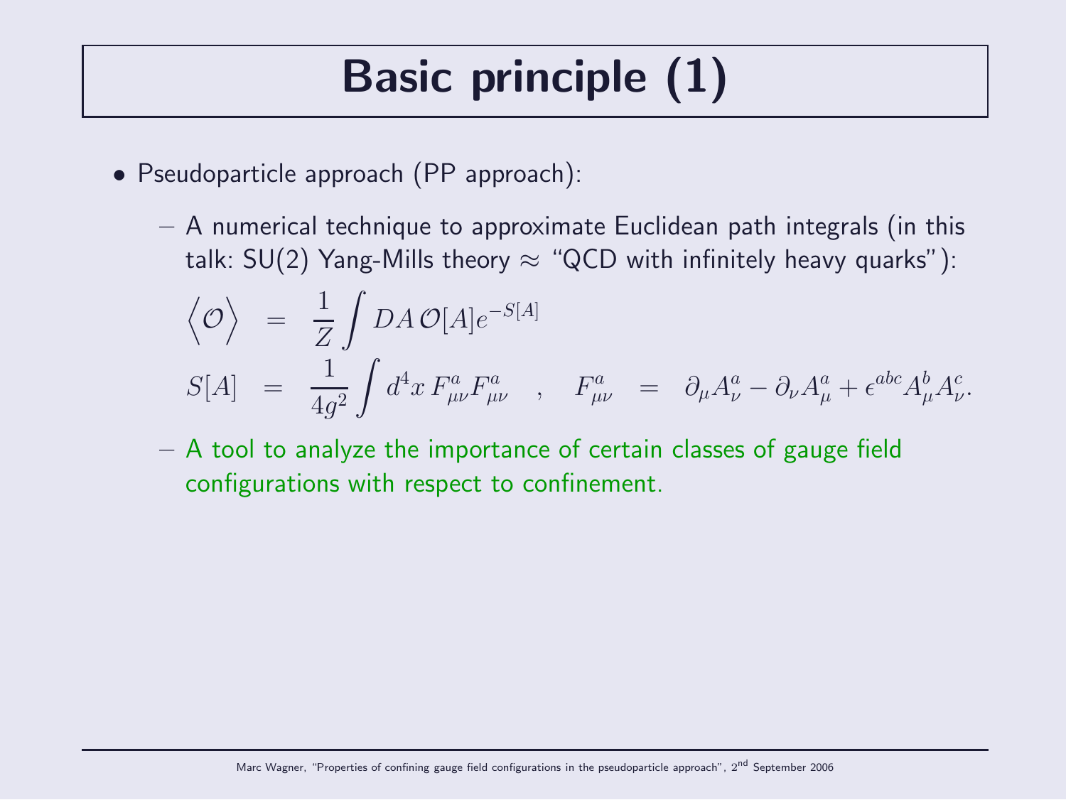# Basic principle (1)

- Pseudoparticle approach (PP approach):
  - A numerical technique to approximate Euclidean path integrals (in this talk: SU(2) Yang-Mills theory ≈ "QCD with infinitely heavy quarks"):

$$\Big\langle \mathcal{O} \Big\rangle = \frac{1}{Z} \int DA \, \mathcal{O}[A] e^{-S[A]}$$

$$S[A] = \frac{1}{4g^2} \int d^4x \, F^a_{\mu\nu} F^a_{\mu\nu} \quad , \quad F^a_{\mu\nu} = \partial_\mu A^a_\nu - \partial_\nu A^a_\mu + \epsilon^{abc} A^b_\mu A^c_\nu .$$

  - A tool to analyze the importance of certain classes of gauge field configurations with respect to confinement.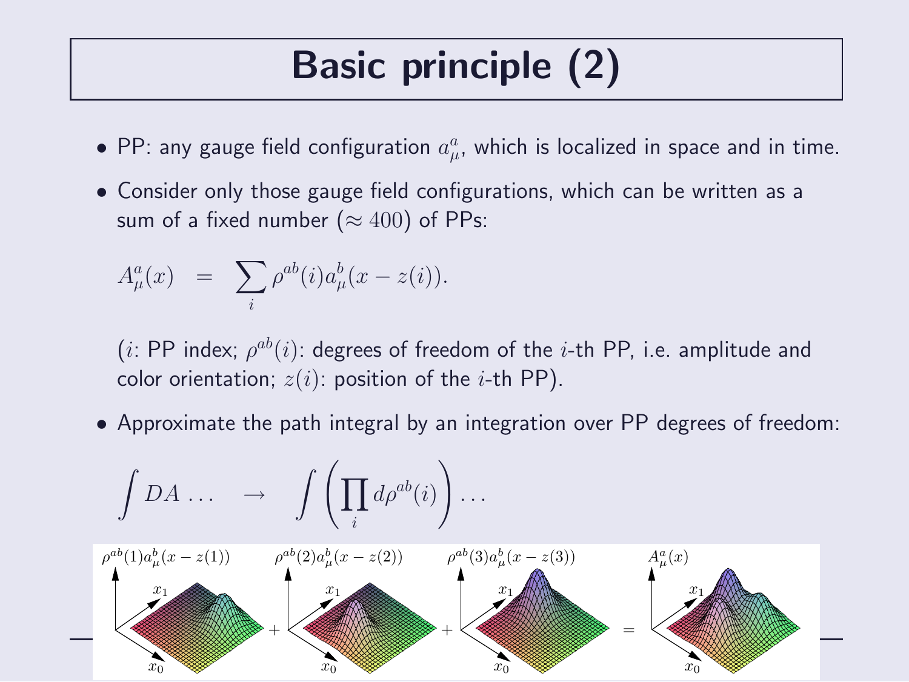# Basic principle (2)

- PP: any gauge field configuration $a_\mu^a$, which is localized in space and in time.
- Consider only those gauge field configurations, which can be written as a sum of a fixed number ($\approx 400$) of PPs:

$$A_\mu^a(x) \;\; = \;\; \sum_i \rho^{ab}(i) a_\mu^b(x - z(i)).$$

  ($i$: PP index; $\rho^{ab}(i)$: degrees of freedom of the $i$-th PP, i.e. amplitude and color orientation; $z(i)$: position of the $i$-th PP).

- Approximate the path integral by an integration over PP degrees of freedom:

$$\int DA \ldots \quad \rightarrow \quad \int \left(\prod_i d\rho^{ab}(i)\right) \ldots$$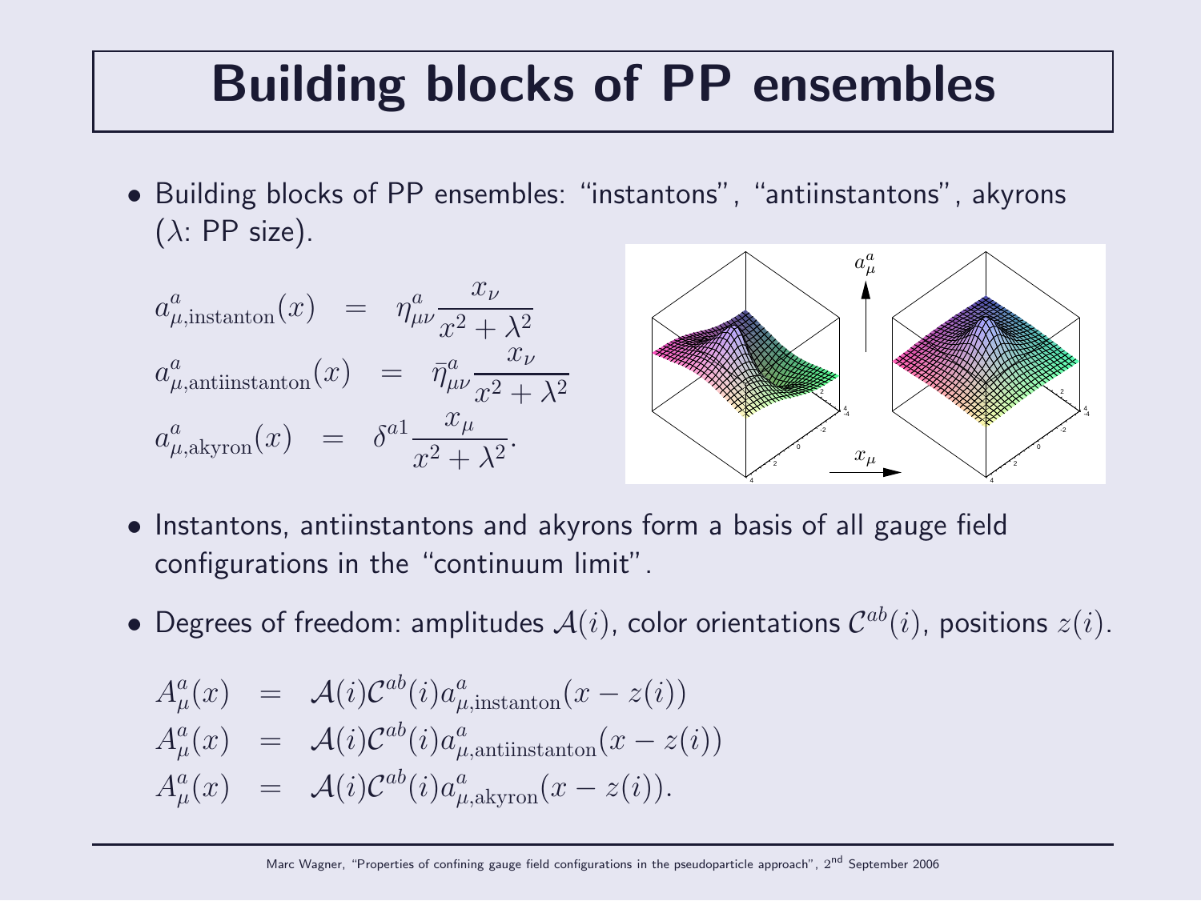# Building blocks of PP ensembles

- Building blocks of PP ensembles: "instantons", "antiinstantons", akyrons ($\lambda$: PP size).

$$
\begin{aligned}
a^a_{\mu,\mathrm{instanton}}(x) &= \eta^a_{\mu\nu}\frac{x_\nu}{x^2+\lambda^2} \\
a^a_{\mu,\mathrm{antiinstanton}}(x) &= \bar{\eta}^a_{\mu\nu}\frac{x_\nu}{x^2+\lambda^2} \\
a^a_{\mu,\mathrm{akyron}}(x) &= \delta^{a1}\frac{x_\mu}{x^2+\lambda^2}.
\end{aligned}
$$

- Instantons, antiinstantons and akyrons form a basis of all gauge field configurations in the "continuum limit".

- Degrees of freedom: amplitudes $\mathcal{A}(i)$, color orientations $\mathcal{C}^{ab}(i)$, positions $z(i)$.

$$
\begin{aligned}
A^a_\mu(x) &= \mathcal{A}(i)\mathcal{C}^{ab}(i)a^a_{\mu,\mathrm{instanton}}(x-z(i)) \\
A^a_\mu(x) &= \mathcal{A}(i)\mathcal{C}^{ab}(i)a^a_{\mu,\mathrm{antiinstanton}}(x-z(i)) \\
A^a_\mu(x) &= \mathcal{A}(i)\mathcal{C}^{ab}(i)a^a_{\mu,\mathrm{akyron}}(x-z(i)).
\end{aligned}
$$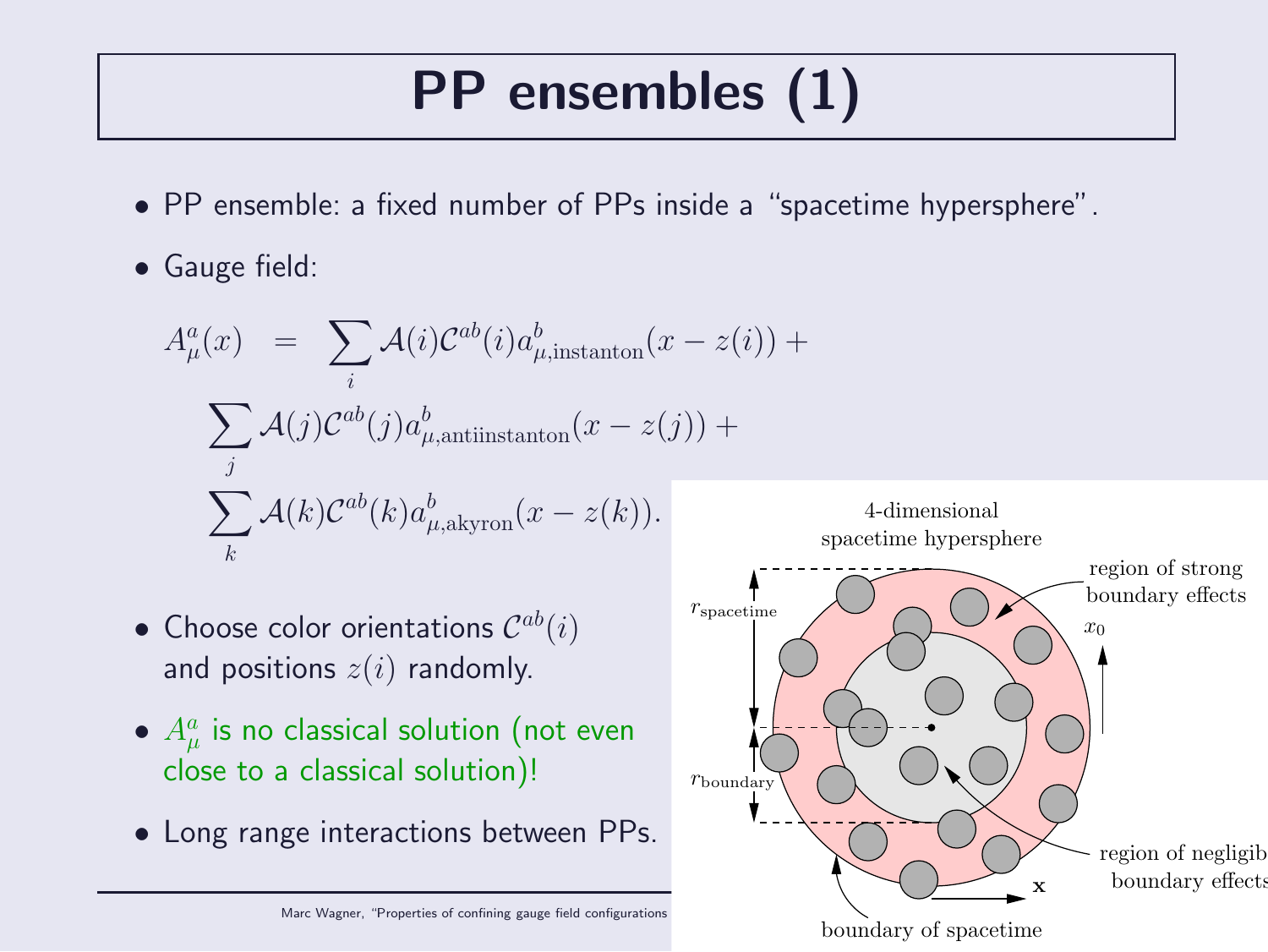# PP ensembles (1)

- PP ensemble: a fixed number of PPs inside a "spacetime hypersphere".
- Gauge field:

$$
\begin{aligned}
A_\mu^a(x) \;\; = \;\; & \sum_i \mathcal{A}(i)\mathcal{C}^{ab}(i) a^b_{\mu,\text{instanton}}(x - z(i)) + \\
& \sum_j \mathcal{A}(j)\mathcal{C}^{ab}(j) a^b_{\mu,\text{antiinstanton}}(x - z(j)) + \\
& \sum_k \mathcal{A}(k)\mathcal{C}^{ab}(k) a^b_{\mu,\text{akyron}}(x - z(k)).
\end{aligned}
$$

- Choose color orientations $\mathcal{C}^{ab}(i)$ and positions $z(i)$ randomly.
- $A_\mu^a$ is no classical solution (not even close to a classical solution)!
- Long range interactions between PPs.

4-dimensional spacetime hypersphere

region of strong boundary effects

$r_{\text{spacetime}}$

$r_{\text{boundary}}$

$x_0$

$\mathbf{x}$

region of negligible boundary effects

boundary of spacetime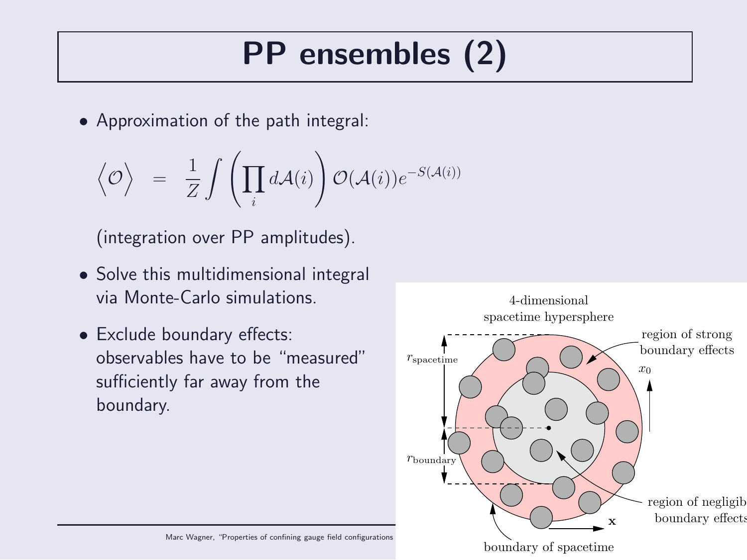# PP ensembles (2)

- Approximation of the path integral:

$$\left\langle \mathcal{O} \right\rangle \;=\; \frac{1}{Z} \int \left( \prod_i d\mathcal{A}(i) \right) \mathcal{O}(\mathcal{A}(i)) e^{-S(\mathcal{A}(i))}$$

  (integration over PP amplitudes).

- Solve this multidimensional integral via Monte-Carlo simulations.
- Exclude boundary effects: observables have to be "measured" sufficiently far away from the boundary.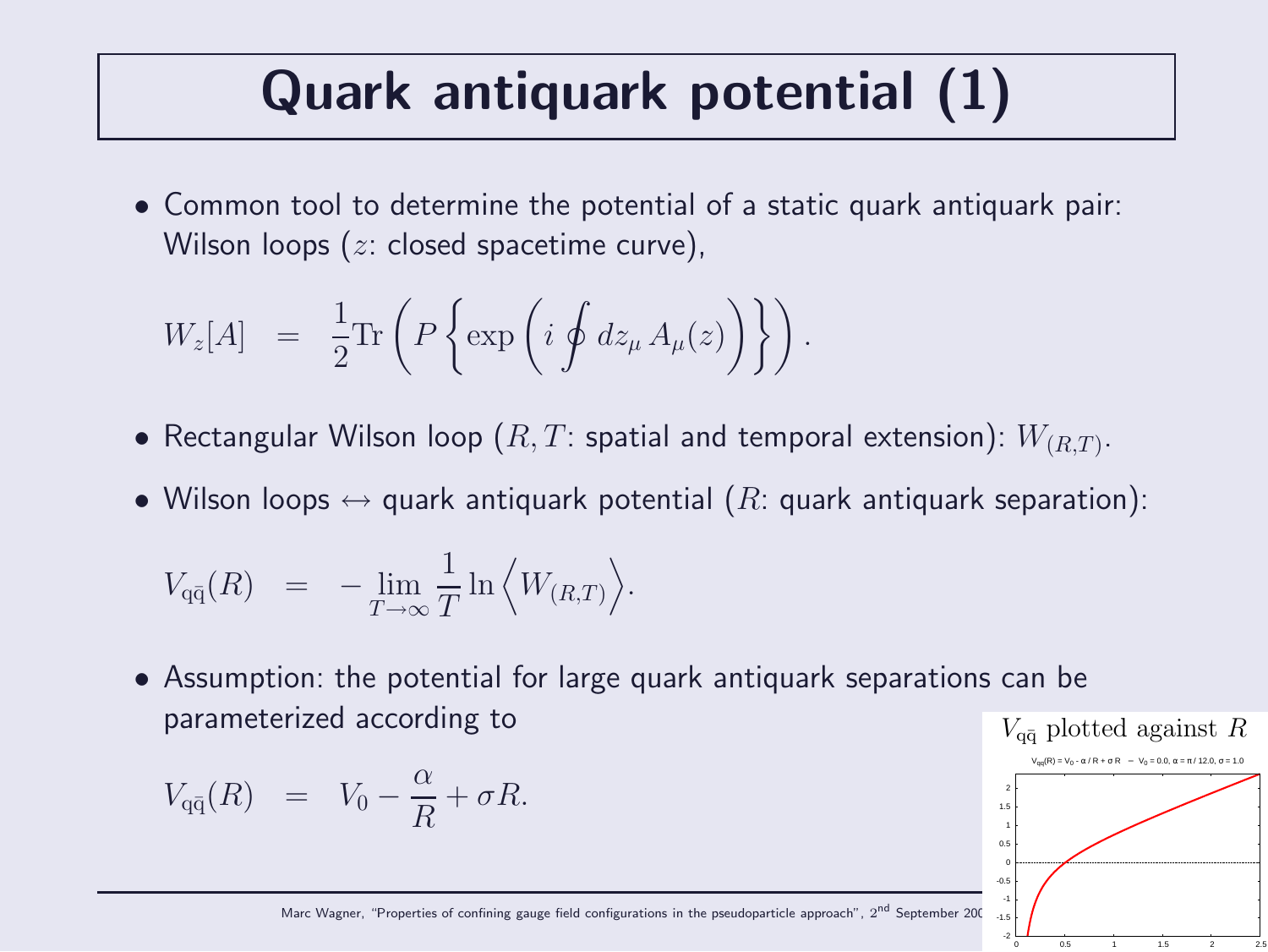# Quark antiquark potential (1)

- Common tool to determine the potential of a static quark antiquark pair: Wilson loops ($z$: closed spacetime curve),

$$W_z[A] \;\; = \;\; \frac{1}{2}\mathrm{Tr}\left(P\left\{\exp\left(i\oint dz_\mu\, A_\mu(z)\right)\right\}\right).$$

- Rectangular Wilson loop ($R, T$: spatial and temporal extension): $W_{(R,T)}$.

- Wilson loops $\leftrightarrow$ quark antiquark potential ($R$: quark antiquark separation):

$$V_{\mathrm{q}\bar{\mathrm{q}}}(R) \;\; = \;\; -\lim_{T\to\infty}\frac{1}{T}\ln\left\langle W_{(R,T)}\right\rangle.$$

- Assumption: the potential for large quark antiquark separations can be parameterized according to

$$V_{\mathrm{q}\bar{\mathrm{q}}}(R) \;\; = \;\; V_0 - \frac{\alpha}{R} + \sigma R.$$

$V_{\mathrm{q}\bar{\mathrm{q}}}$ plotted against $R$

$V_{q\bar{q}}(R) = V_0 - \alpha / R + \sigma R$ – $V_0 = 0.0$, $\alpha = \pi / 12.0$, $\sigma = 1.0$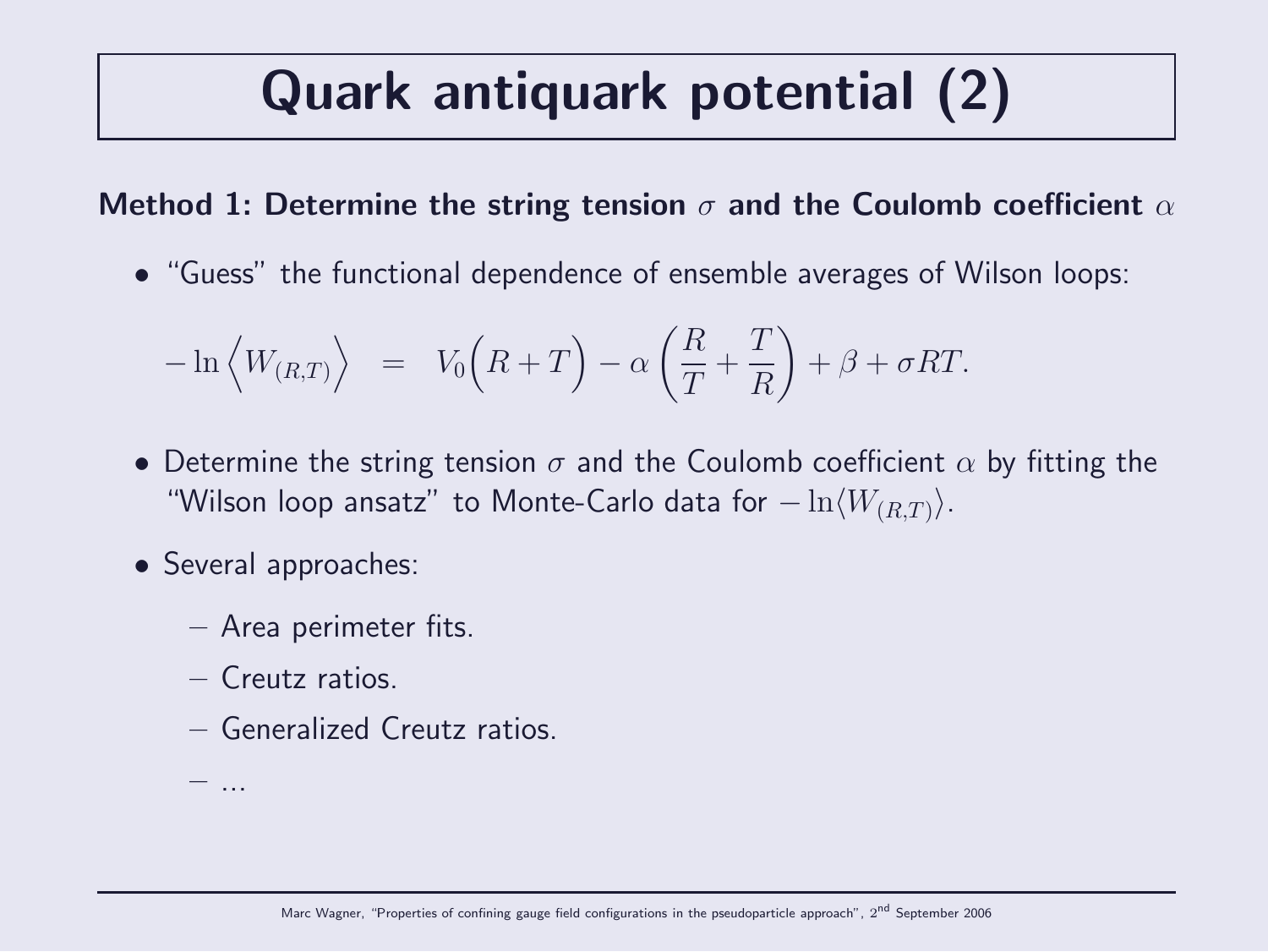# Quark antiquark potential (2)

**Method 1: Determine the string tension $\sigma$ and the Coulomb coefficient $\alpha$**

- "Guess" the functional dependence of ensemble averages of Wilson loops:

$$-\ln\Big\langle W_{(R,T)}\Big\rangle \;\;=\;\; V_0\Big(R+T\Big) - \alpha\left(\frac{R}{T} + \frac{T}{R}\right) + \beta + \sigma R T.$$

- Determine the string tension $\sigma$ and the Coulomb coefficient $\alpha$ by fitting the "Wilson loop ansatz" to Monte-Carlo data for $-\ln\langle W_{(R,T)}\rangle$.

- Several approaches:
  - Area perimeter fits.
  - Creutz ratios.
  - Generalized Creutz ratios.
  - ...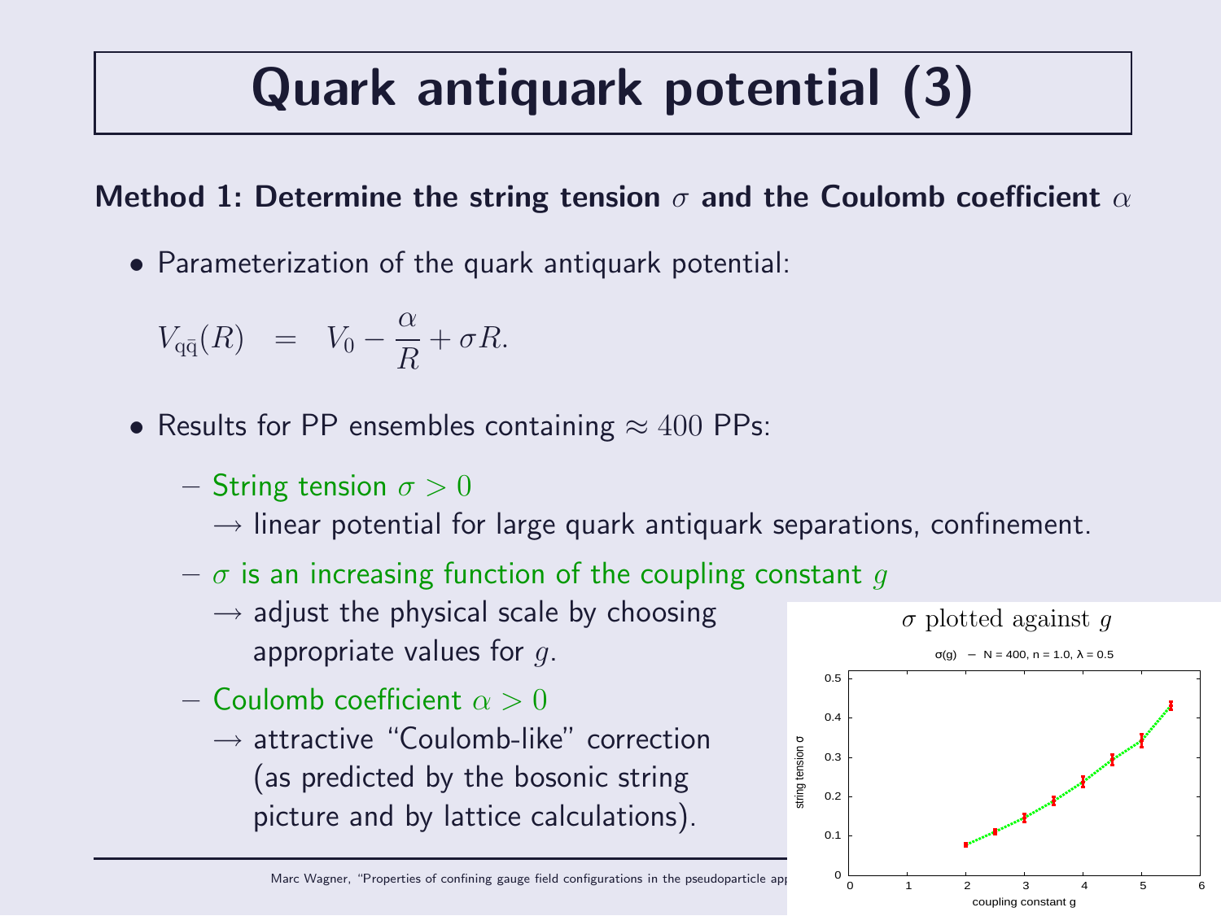# Quark antiquark potential (3)

**Method 1: Determine the string tension $\sigma$ and the Coulomb coefficient $\alpha$**

- Parameterization of the quark antiquark potential:

$$V_{q\bar{q}}(R) \;\; = \;\; V_0 - \frac{\alpha}{R} + \sigma R.$$

- Results for PP ensembles containing $\approx 400$ PPs:
  - String tension $\sigma > 0$
    $\rightarrow$ linear potential for large quark antiquark separations, confinement.
  - $\sigma$ is an increasing function of the coupling constant $g$
    $\rightarrow$ adjust the physical scale by choosing appropriate values for $g$.
  - Coulomb coefficient $\alpha > 0$
    $\rightarrow$ attractive "Coulomb-like" correction (as predicted by the bosonic string picture and by lattice calculations).

$\sigma$ plotted against $g$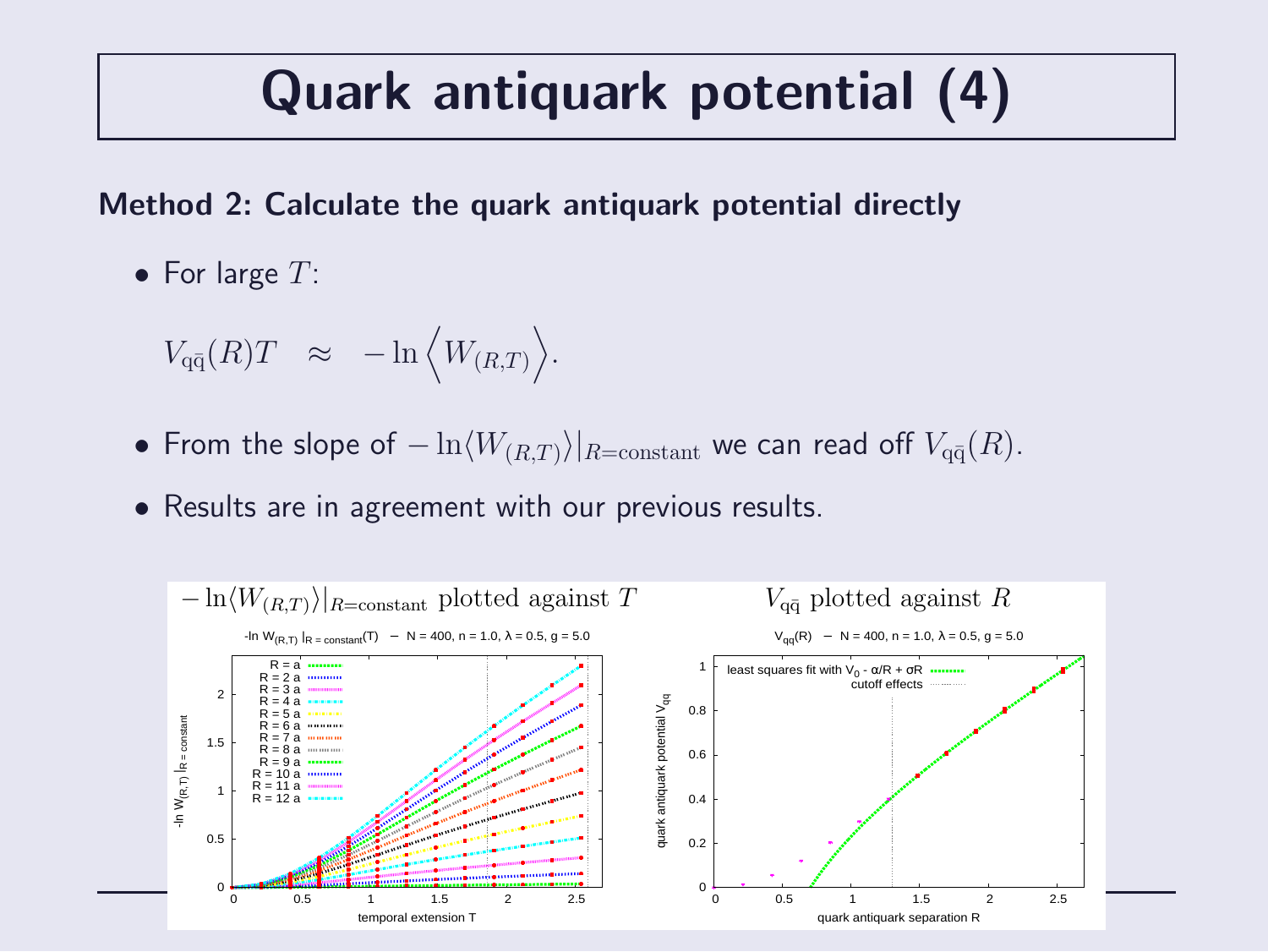# Quark antiquark potential (4)

**Method 2: Calculate the quark antiquark potential directly**

- For large $T$:

$$V_{q\bar{q}}(R)T \quad \approx \quad -\ln \Big\langle W_{(R,T)} \Big\rangle.$$

- From the slope of $-\ln\langle W_{(R,T)}\rangle|_{R=\text{constant}}$ we can read off $V_{q\bar{q}}(R)$.

- Results are in agreement with our previous results.

$-\ln\langle W_{(R,T)}\rangle|_{R=\text{constant}}$ plotted against $T$

$V_{q\bar{q}}$ plotted against $R$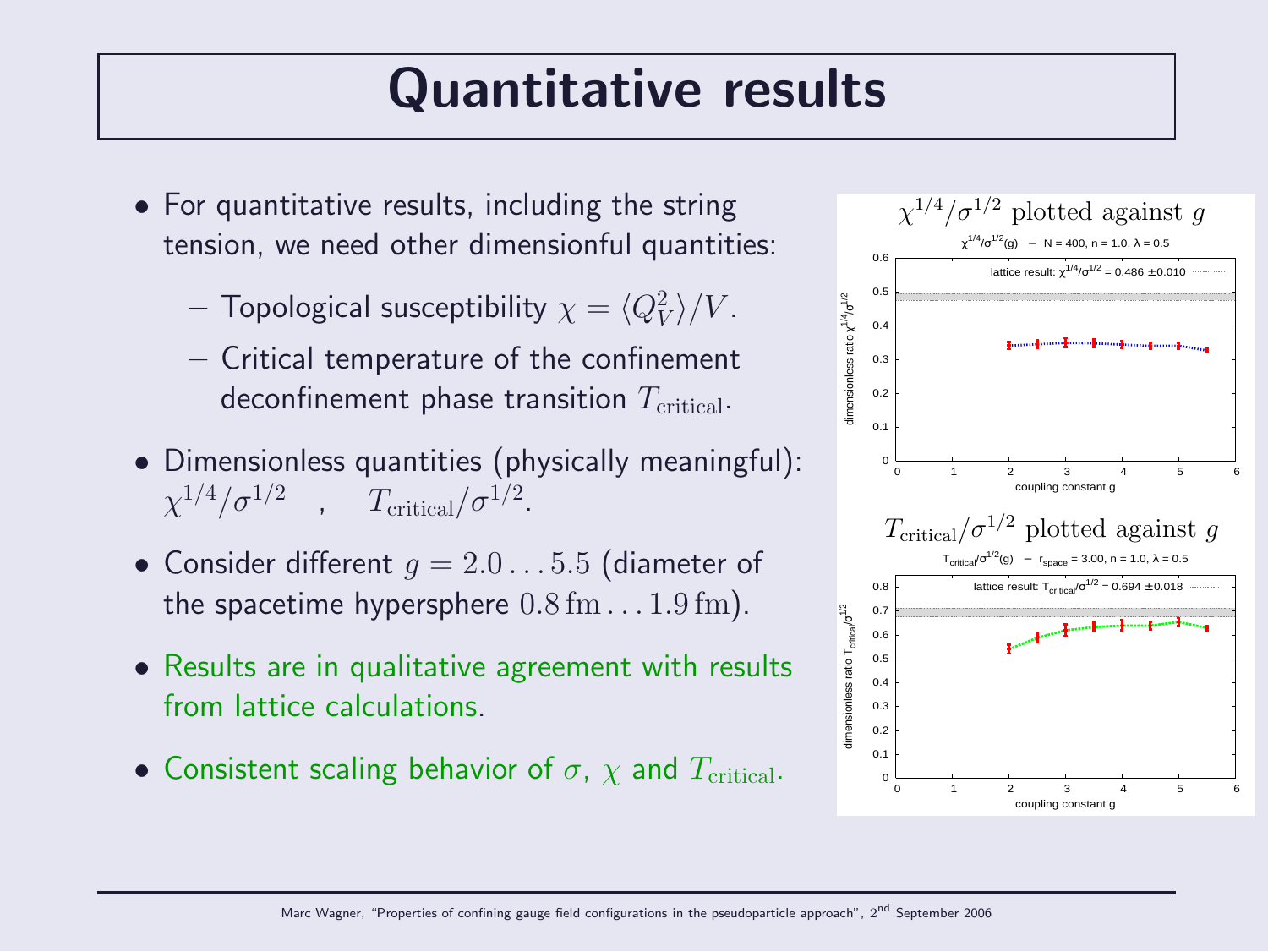# Quantitative results

- For quantitative results, including the string tension, we need other dimensionful quantities:
  - Topological susceptibility $\chi = \langle Q_V^2 \rangle / V$.
  - Critical temperature of the confinement deconfinement phase transition $T_{\mathrm{critical}}$.
- Dimensionless quantities (physically meaningful): $\chi^{1/4}/\sigma^{1/2}$ , $T_{\mathrm{critical}}/\sigma^{1/2}$.
- Consider different $g = 2.0 \ldots 5.5$ (diameter of the spacetime hypersphere $0.8\,\mathrm{fm} \ldots 1.9\,\mathrm{fm}$).
- Results are in qualitative agreement with results from lattice calculations.
- Consistent scaling behavior of $\sigma$, $\chi$ and $T_{\mathrm{critical}}$.

$\chi^{1/4}/\sigma^{1/2}$ plotted against $g$

$\chi^{1/4}/\sigma^{1/2}(g)$ – N = 400, n = 1.0, $\lambda$ = 0.5

lattice result: $\chi^{1/4}/\sigma^{1/2} = 0.486 \pm 0.010$

$T_{\mathrm{critical}}/\sigma^{1/2}$ plotted against $g$

$T_{\mathrm{critical}}/\sigma^{1/2}(g)$ – $r_{\mathrm{space}}$ = 3.00, n = 1.0, $\lambda$ = 0.5

lattice result: $T_{\mathrm{critical}}/\sigma^{1/2} = 0.694 \pm 0.018$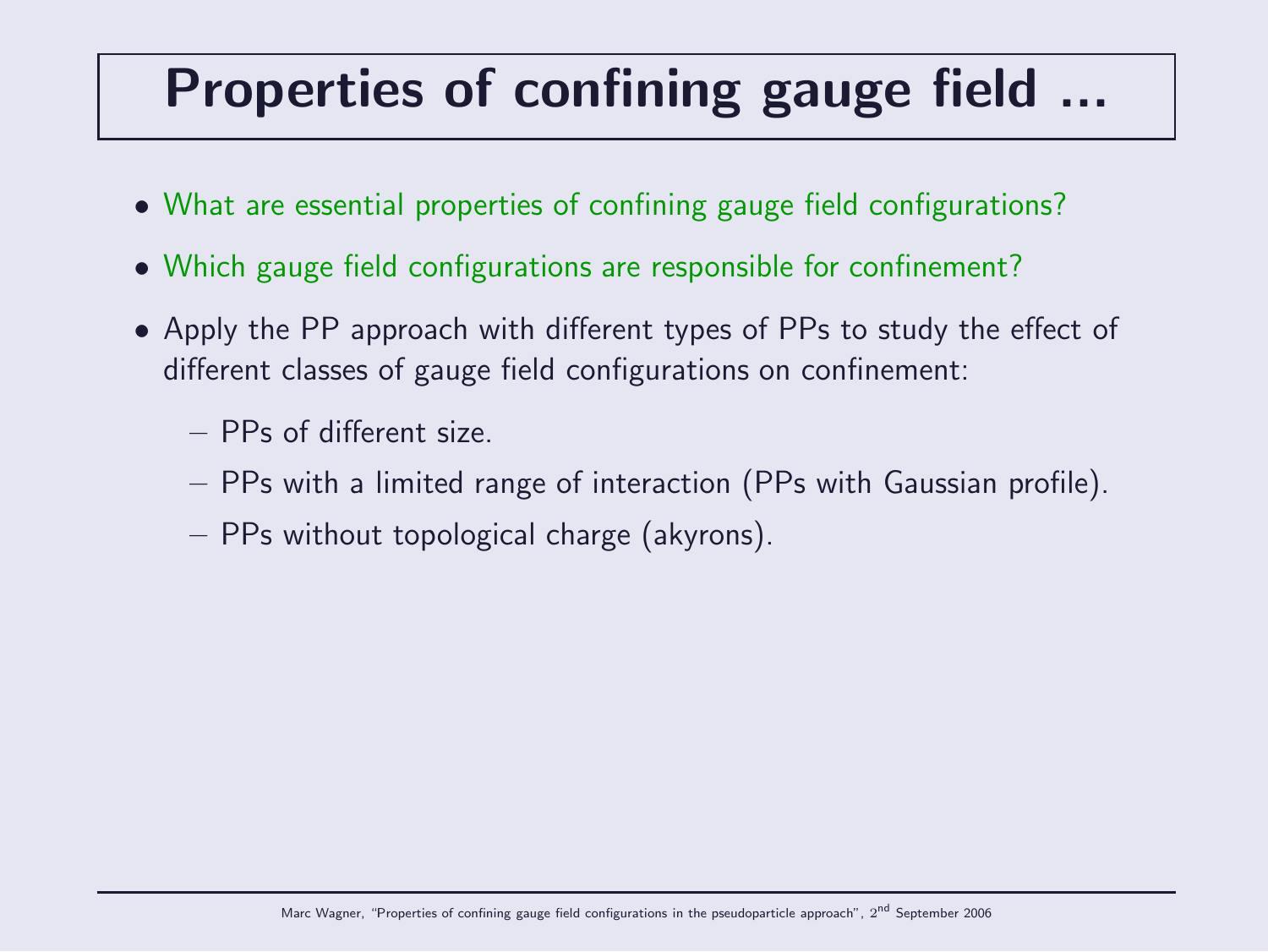# Properties of confining gauge field ...

- What are essential properties of confining gauge field configurations?
- Which gauge field configurations are responsible for confinement?
- Apply the PP approach with different types of PPs to study the effect of different classes of gauge field configurations on confinement:
  - PPs of different size.
  - PPs with a limited range of interaction (PPs with Gaussian profile).
  - PPs without topological charge (akyrons).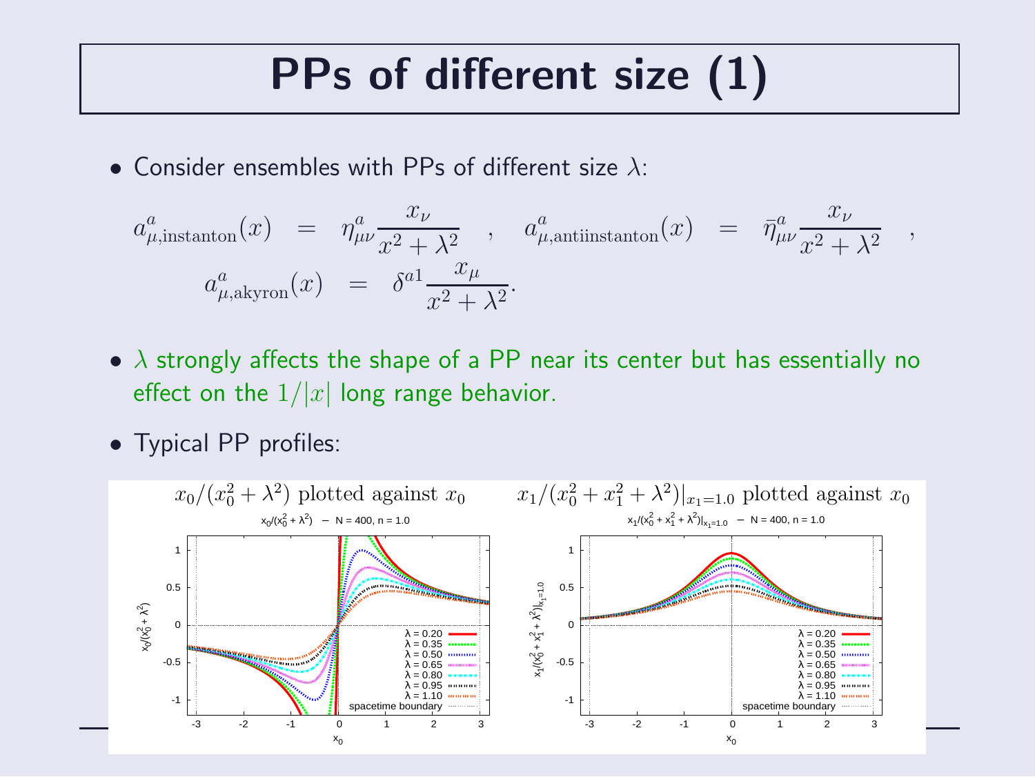# PPs of different size (1)

- Consider ensembles with PPs of different size $\lambda$:

$$a^a_{\mu,\text{instanton}}(x) \;=\; \eta^a_{\mu\nu}\frac{x_\nu}{x^2+\lambda^2} \quad , \quad a^a_{\mu,\text{antiinstanton}}(x) \;=\; \bar{\eta}^a_{\mu\nu}\frac{x_\nu}{x^2+\lambda^2} \quad ,$$

$$a^a_{\mu,\text{akyron}}(x) \;=\; \delta^{a1}\frac{x_\mu}{x^2+\lambda^2}.$$

- $\lambda$ strongly affects the shape of a PP near its center but has essentially no effect on the $1/|x|$ long range behavior.

- Typical PP profiles:

$x_0/(x_0^2+\lambda^2)$ plotted against $x_0$

$x_1/(x_0^2+x_1^2+\lambda^2)|_{x_1=1.0}$ plotted against $x_0$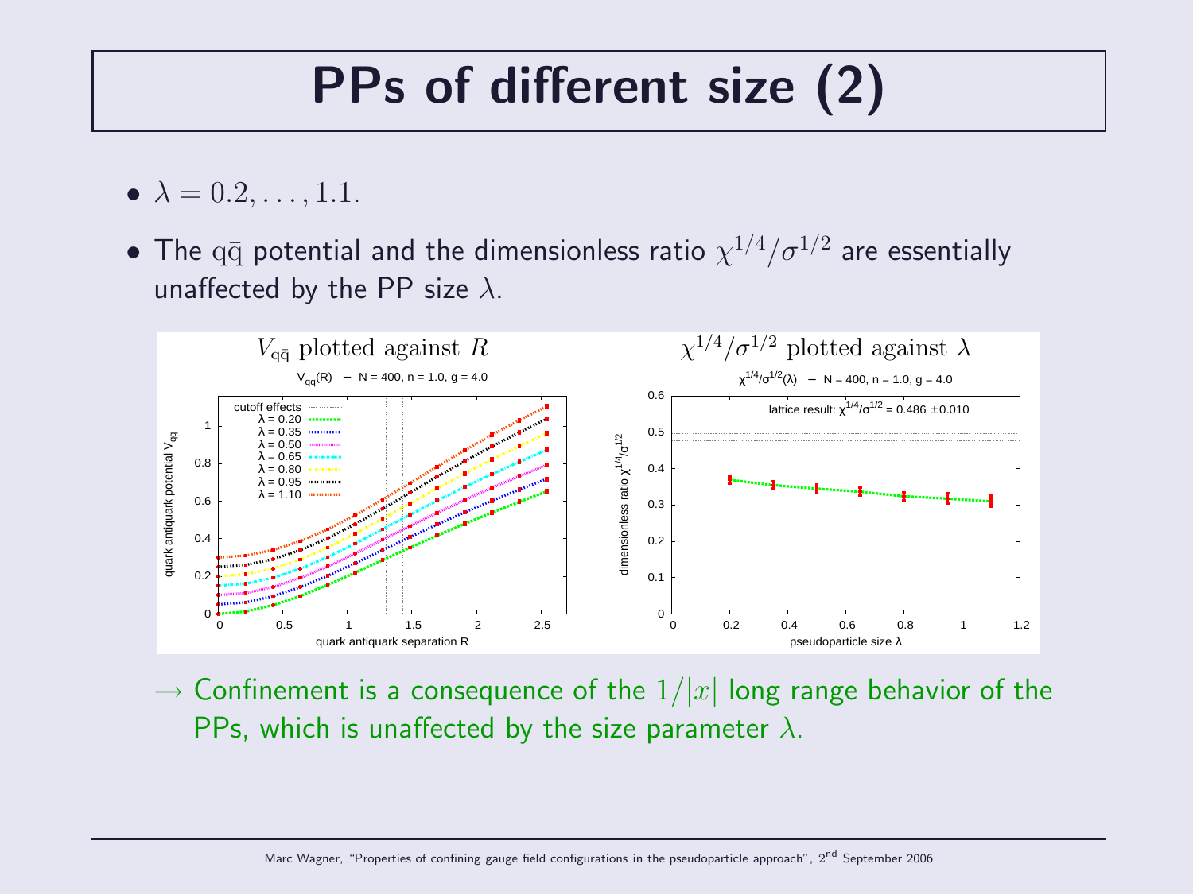# PPs of different size (2)

- $\lambda = 0.2, \ldots, 1.1$.
- The $\mathrm{q}\bar{\mathrm{q}}$ potential and the dimensionless ratio $\chi^{1/4}/\sigma^{1/2}$ are essentially unaffected by the PP size $\lambda$.

$V_{\mathrm{q}\bar{\mathrm{q}}}$ plotted against $R$

$\chi^{1/4}/\sigma^{1/2}$ plotted against $\lambda$

$\rightarrow$ Confinement is a consequence of the $1/|x|$ long range behavior of the PPs, which is unaffected by the size parameter $\lambda$.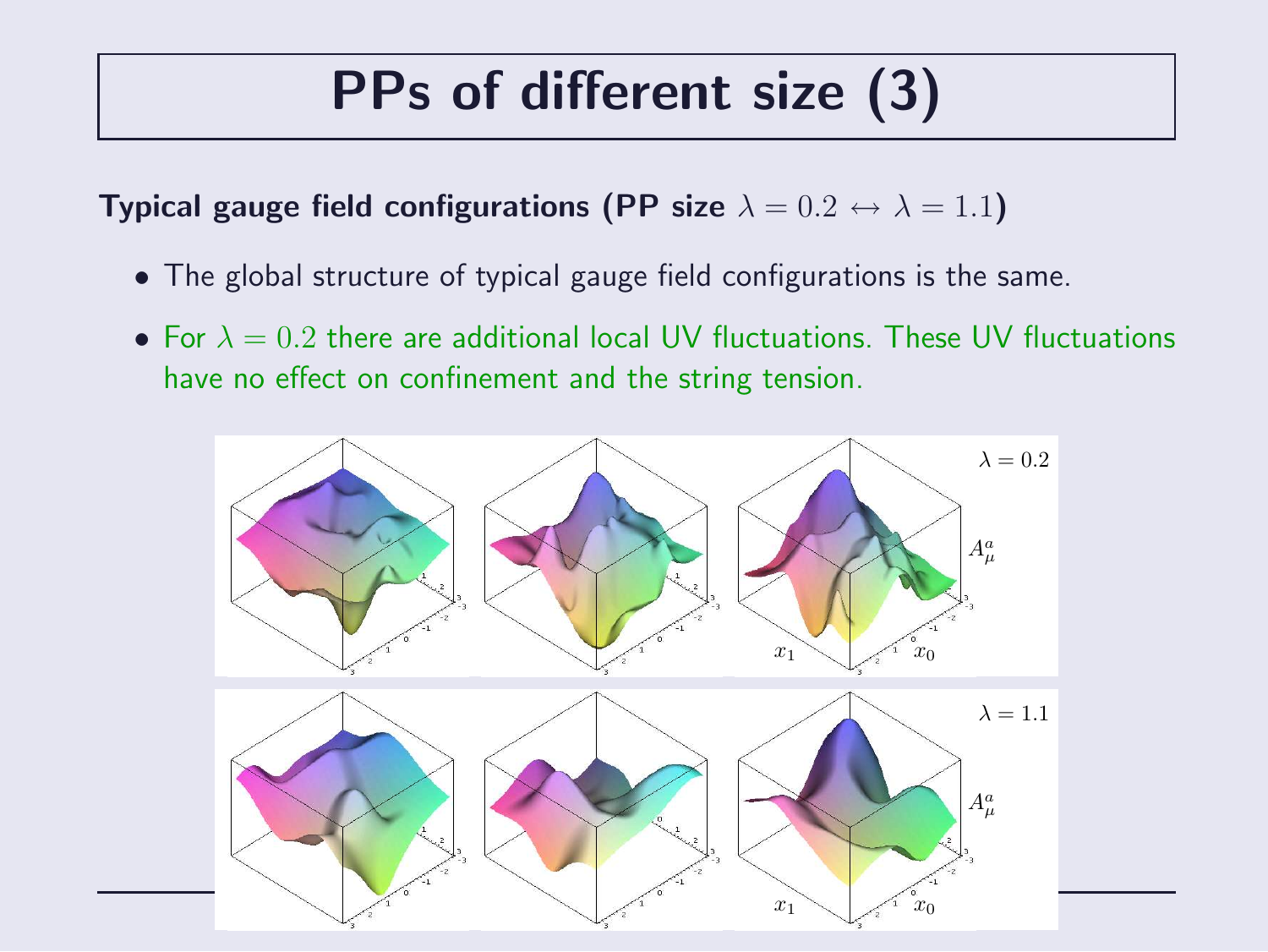# PPs of different size (3)

**Typical gauge field configurations (PP size $\lambda = 0.2 \leftrightarrow \lambda = 1.1$)**

- The global structure of typical gauge field configurations is the same.
- For $\lambda = 0.2$ there are additional local UV fluctuations. These UV fluctuations have no effect on confinement and the string tension.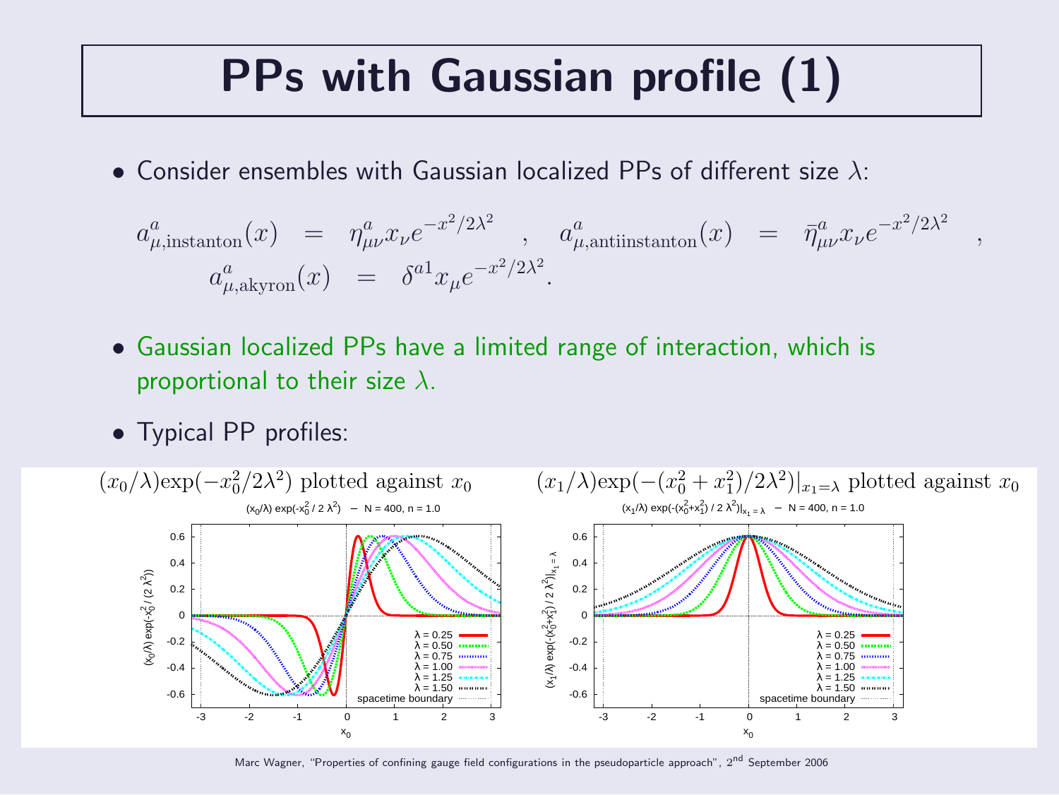# PPs with Gaussian profile (1)

- Consider ensembles with Gaussian localized PPs of different size $\lambda$:

$$a^a_{\mu,\text{instanton}}(x) \;=\; \eta^a_{\mu\nu} x_\nu e^{-x^2/2\lambda^2} \quad , \quad a^a_{\mu,\text{antiinstanton}}(x) \;=\; \bar{\eta}^a_{\mu\nu} x_\nu e^{-x^2/2\lambda^2} \quad ,$$
$$a^a_{\mu,\text{akyron}}(x) \;=\; \delta^{a1} x_\mu e^{-x^2/2\lambda^2}.$$

- Gaussian localized PPs have a limited range of interaction, which is proportional to their size $\lambda$.

- Typical PP profiles:

$(x_0/\lambda)\exp(-x_0^2/2\lambda^2)$ plotted against $x_0$

$(x_1/\lambda)\exp(-(x_0^2+x_1^2)/2\lambda^2)|_{x_1=\lambda}$ plotted against $x_0$

Marc Wagner, "Properties of confining gauge field configurations in the pseudoparticle approach", 2[nd] September 2006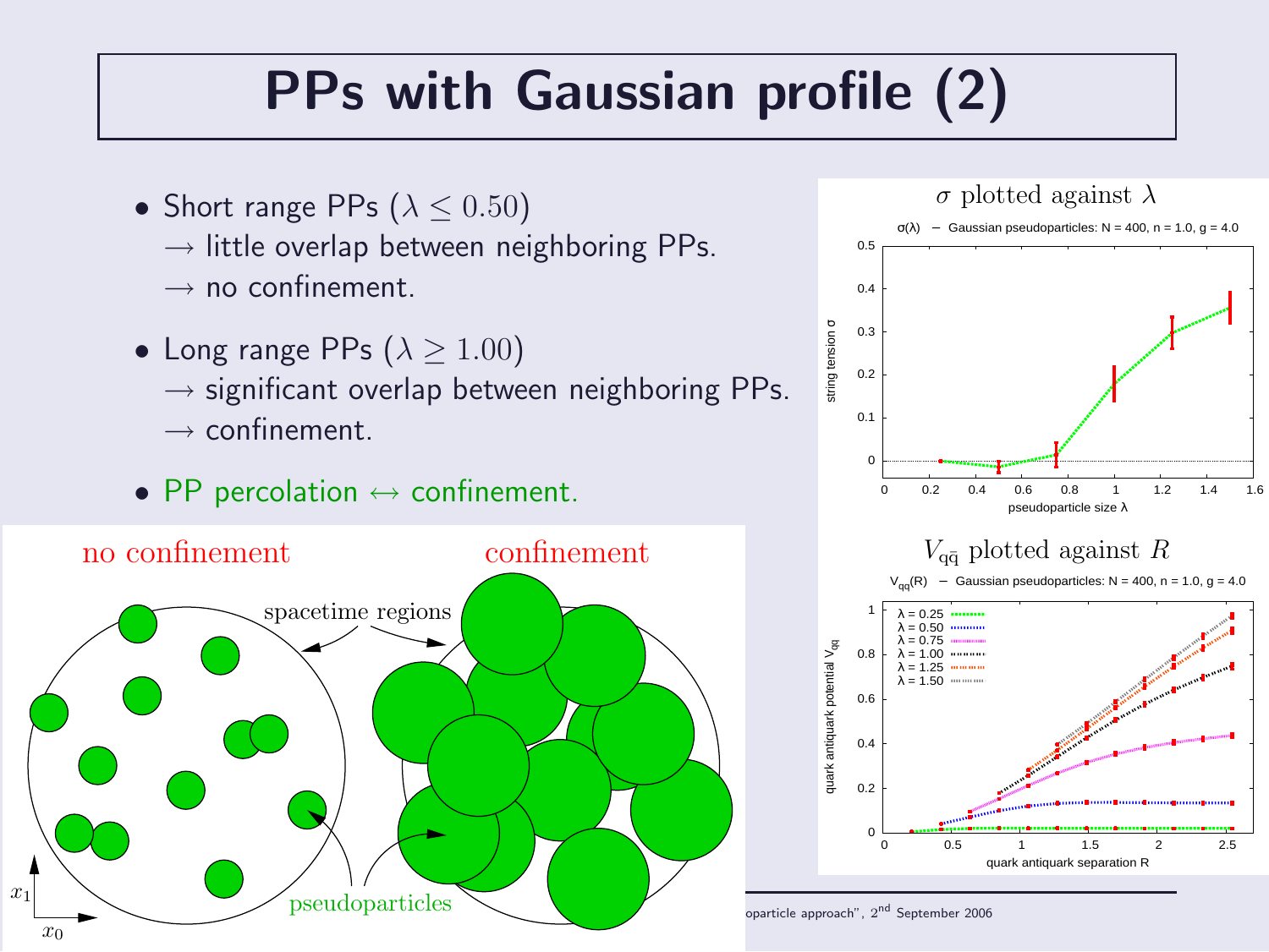# PPs with Gaussian profile (2)

- Short range PPs ($\lambda \leq 0.50$)
  $\rightarrow$ little overlap between neighboring PPs.
  $\rightarrow$ no confinement.
- Long range PPs ($\lambda \geq 1.00$)
  $\rightarrow$ significant overlap between neighboring PPs.
  $\rightarrow$ confinement.
- PP percolation $\leftrightarrow$ confinement.

$\sigma$ plotted against $\lambda$

$V_{q\bar{q}}$ plotted against $R$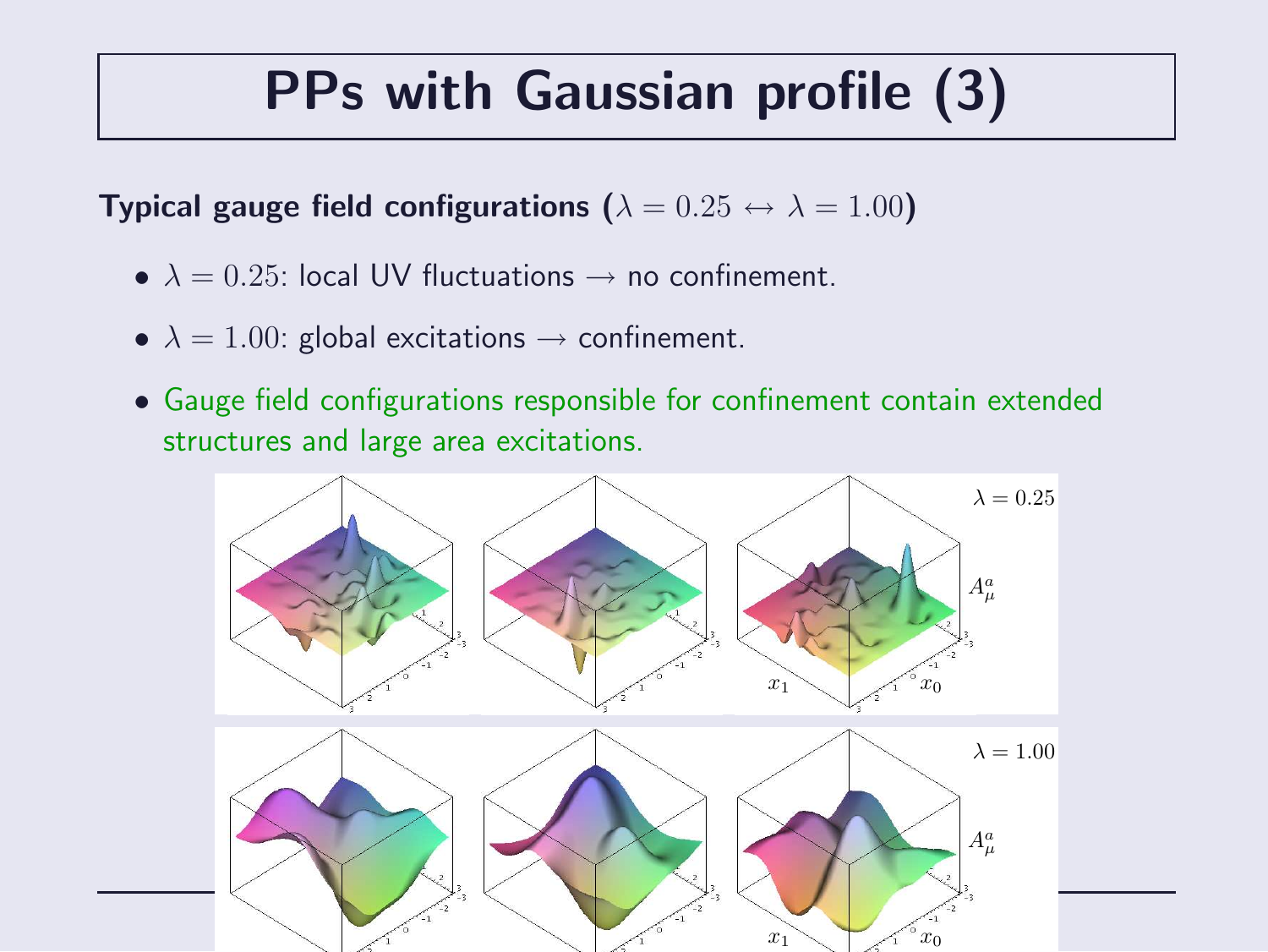# PPs with Gaussian profile (3)

**Typical gauge field configurations ($\lambda = 0.25 \leftrightarrow \lambda = 1.00$)**

- $\lambda = 0.25$: local UV fluctuations $\rightarrow$ no confinement.
- $\lambda = 1.00$: global excitations $\rightarrow$ confinement.
- Gauge field configurations responsible for confinement contain extended structures and large area excitations.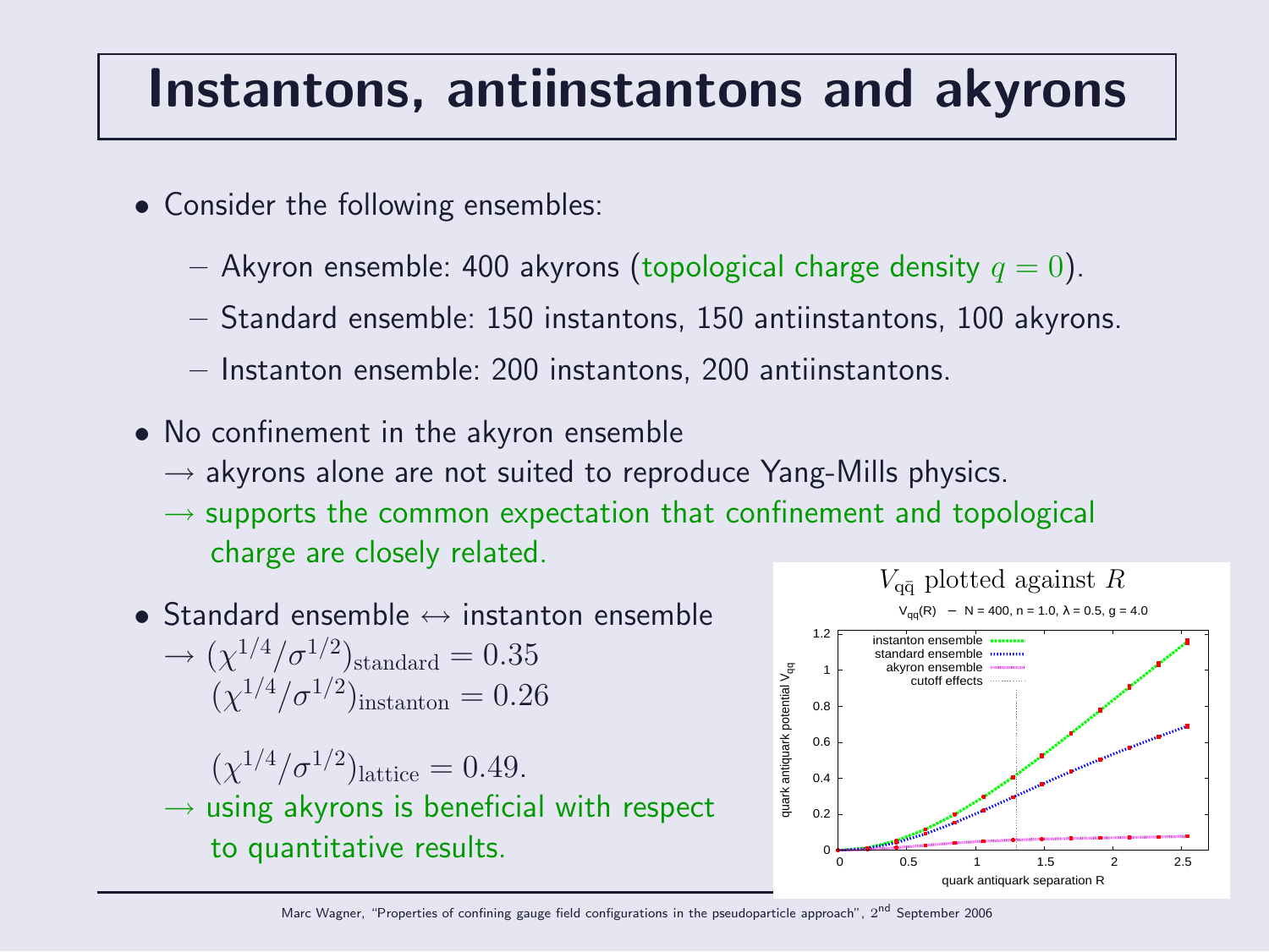# Instantons, antiinstantons and akyrons

- Consider the following ensembles:
  - Akyron ensemble: 400 akyrons (topological charge density $q = 0$).
  - Standard ensemble: 150 instantons, 150 antiinstantons, 100 akyrons.
  - Instanton ensemble: 200 instantons, 200 antiinstantons.
- No confinement in the akyron ensemble
  $\rightarrow$ akyrons alone are not suited to reproduce Yang-Mills physics.
  $\rightarrow$ supports the common expectation that confinement and topological charge are closely related.
- Standard ensemble $\leftrightarrow$ instanton ensemble
  $\rightarrow (\chi^{1/4}/\sigma^{1/2})_{\mathrm{standard}} = 0.35$
  $(\chi^{1/4}/\sigma^{1/2})_{\mathrm{instanton}} = 0.26$

  $(\chi^{1/4}/\sigma^{1/2})_{\mathrm{lattice}} = 0.49.$
  $\rightarrow$ using akyrons is beneficial with respect to quantitative results.

$V_{q\bar{q}}$ plotted against $R$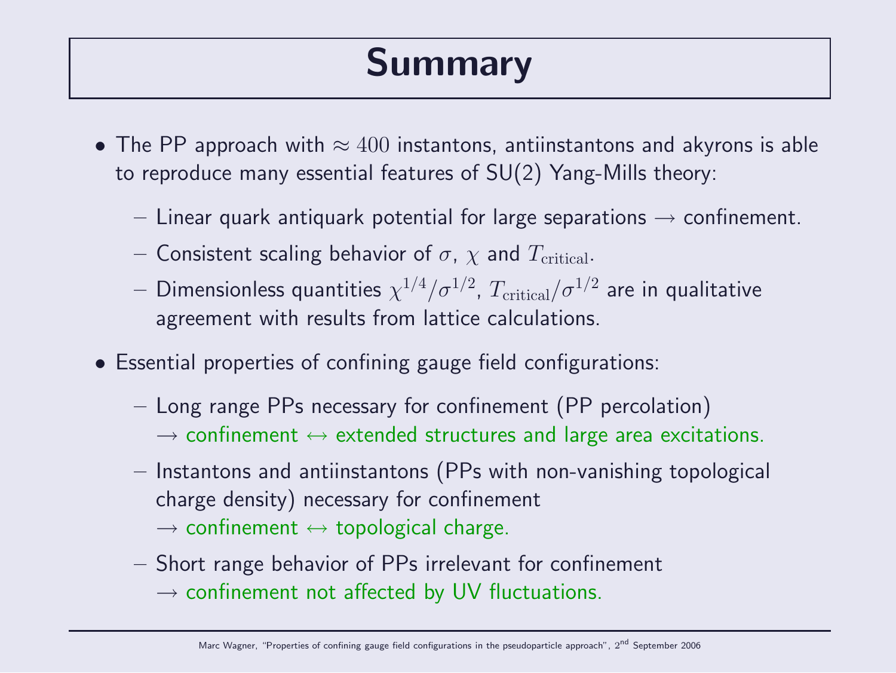# Summary

- The PP approach with $\approx 400$ instantons, antiinstantons and akyrons is able to reproduce many essential features of SU(2) Yang-Mills theory:
  - Linear quark antiquark potential for large separations $\rightarrow$ confinement.
  - Consistent scaling behavior of $\sigma$, $\chi$ and $T_{\textrm{critical}}$.
  - Dimensionless quantities $\chi^{1/4}/\sigma^{1/2}$, $T_{\textrm{critical}}/\sigma^{1/2}$ are in qualitative agreement with results from lattice calculations.
- Essential properties of confining gauge field configurations:
  - Long range PPs necessary for confinement (PP percolation) $\rightarrow$ confinement $\leftrightarrow$ extended structures and large area excitations.
  - Instantons and antiinstantons (PPs with non-vanishing topological charge density) necessary for confinement $\rightarrow$ confinement $\leftrightarrow$ topological charge.
  - Short range behavior of PPs irrelevant for confinement $\rightarrow$ confinement not affected by UV fluctuations.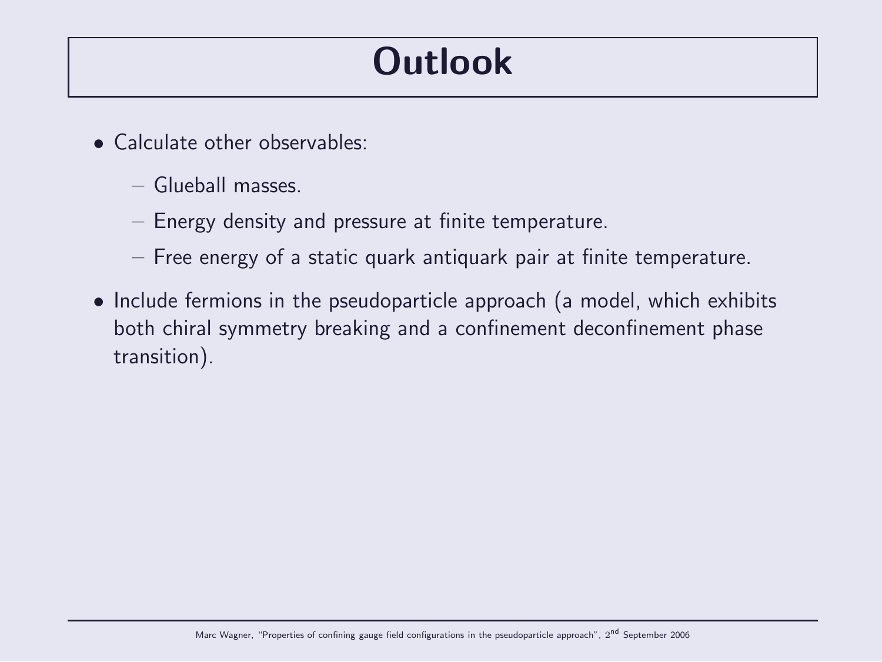# Outlook

- Calculate other observables:
  - Glueball masses.
  - Energy density and pressure at finite temperature.
  - Free energy of a static quark antiquark pair at finite temperature.
- Include fermions in the pseudoparticle approach (a model, which exhibits both chiral symmetry breaking and a confinement deconfinement phase transition).